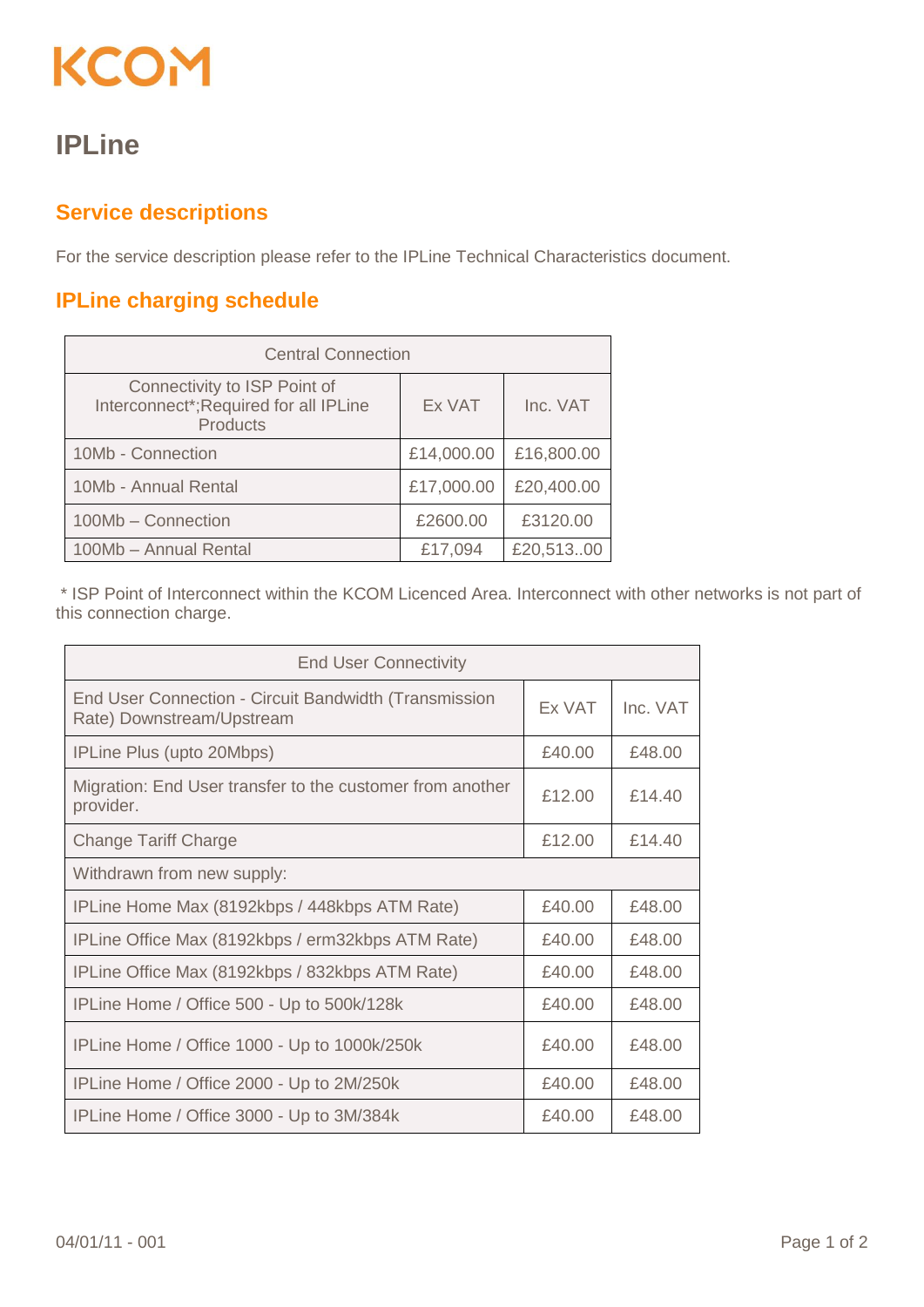KCOM

# IPLine

## Service descriptions

For the service description please refer to the IPLine Technical Characteristics document.

## IPLine charging schedule

| Central Connection | | |
|---|---|---|
| Connectivity to ISP Point of Interconnect*;Required for all IPLine Products | Ex VAT | Inc. VAT |
| 10Mb - Connection | £14,000.00 | £16,800.00 |
| 10Mb - Annual Rental | £17,000.00 | £20,400.00 |
| 100Mb – Connection | £2600.00 | £3120.00 |
| 100Mb – Annual Rental | £17,094 | £20,513..00 |

* ISP Point of Interconnect within the KCOM Licenced Area. Interconnect with other networks is not part of this connection charge.

| End User Connectivity | | |
|---|---|---|
| End User Connection - Circuit Bandwidth (Transmission Rate) Downstream/Upstream | Ex VAT | Inc. VAT |
| IPLine Plus (upto 20Mbps) | £40.00 | £48.00 |
| Migration: End User transfer to the customer from another provider. | £12.00 | £14.40 |
| Change Tariff Charge | £12.00 | £14.40 |
| Withdrawn from new supply: | | |
| IPLine Home Max (8192kbps / 448kbps ATM Rate) | £40.00 | £48.00 |
| IPLine Office Max (8192kbps / erm32kbps ATM Rate) | £40.00 | £48.00 |
| IPLine Office Max (8192kbps / 832kbps ATM Rate) | £40.00 | £48.00 |
| IPLine Home / Office 500 - Up to 500k/128k | £40.00 | £48.00 |
| IPLine Home / Office 1000 - Up to 1000k/250k | £40.00 | £48.00 |
| IPLine Home / Office 2000 - Up to 2M/250k | £40.00 | £48.00 |
| IPLine Home / Office 3000 - Up to 3M/384k | £40.00 | £48.00 |

04/01/11 - 001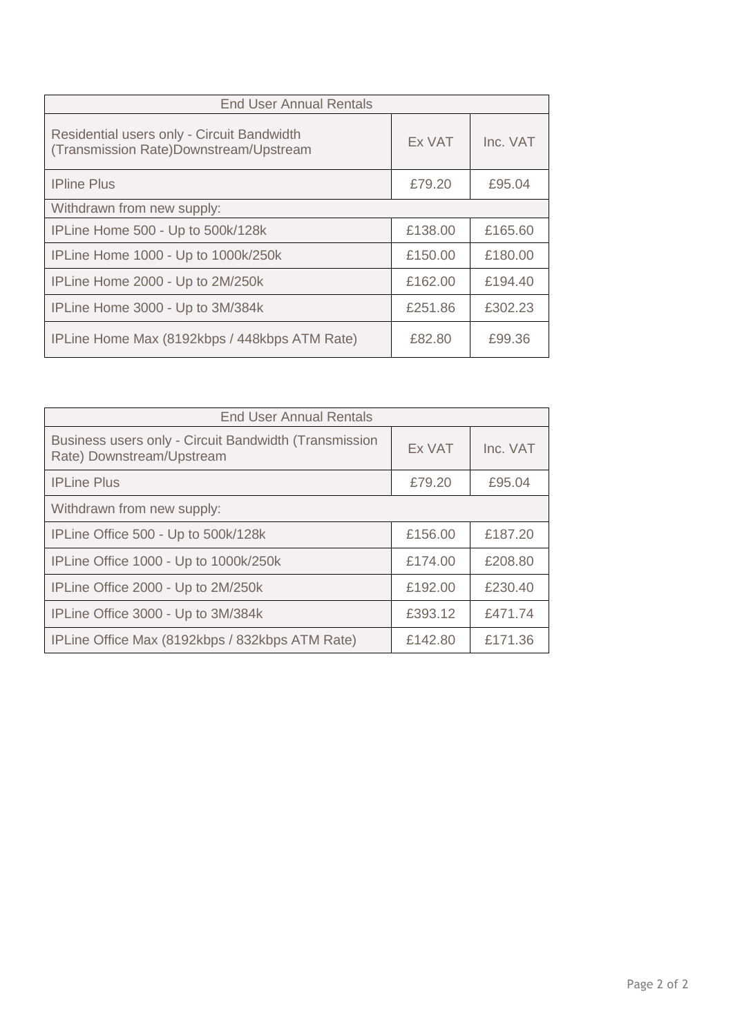| End User Annual Rentals | | |
|---|---|---|
| Residential users only - Circuit Bandwidth (Transmission Rate)Downstream/Upstream | Ex VAT | Inc. VAT |
| IPline Plus | £79.20 | £95.04 |
| Withdrawn from new supply: | | |
| IPLine Home 500 - Up to 500k/128k | £138.00 | £165.60 |
| IPLine Home 1000 - Up to 1000k/250k | £150.00 | £180.00 |
| IPLine Home 2000 - Up to 2M/250k | £162.00 | £194.40 |
| IPLine Home 3000 - Up to 3M/384k | £251.86 | £302.23 |
| IPLine Home Max (8192kbps / 448kbps ATM Rate) | £82.80 | £99.36 |

| End User Annual Rentals | | |
|---|---|---|
| Business users only - Circuit Bandwidth (Transmission Rate) Downstream/Upstream | Ex VAT | Inc. VAT |
| IPLine Plus | £79.20 | £95.04 |
| Withdrawn from new supply: | | |
| IPLine Office 500 - Up to 500k/128k | £156.00 | £187.20 |
| IPLine Office 1000 - Up to 1000k/250k | £174.00 | £208.80 |
| IPLine Office 2000 - Up to 2M/250k | £192.00 | £230.40 |
| IPLine Office 3000 - Up to 3M/384k | £393.12 | £471.74 |
| IPLine Office Max (8192kbps / 832kbps ATM Rate) | £142.80 | £171.36 |